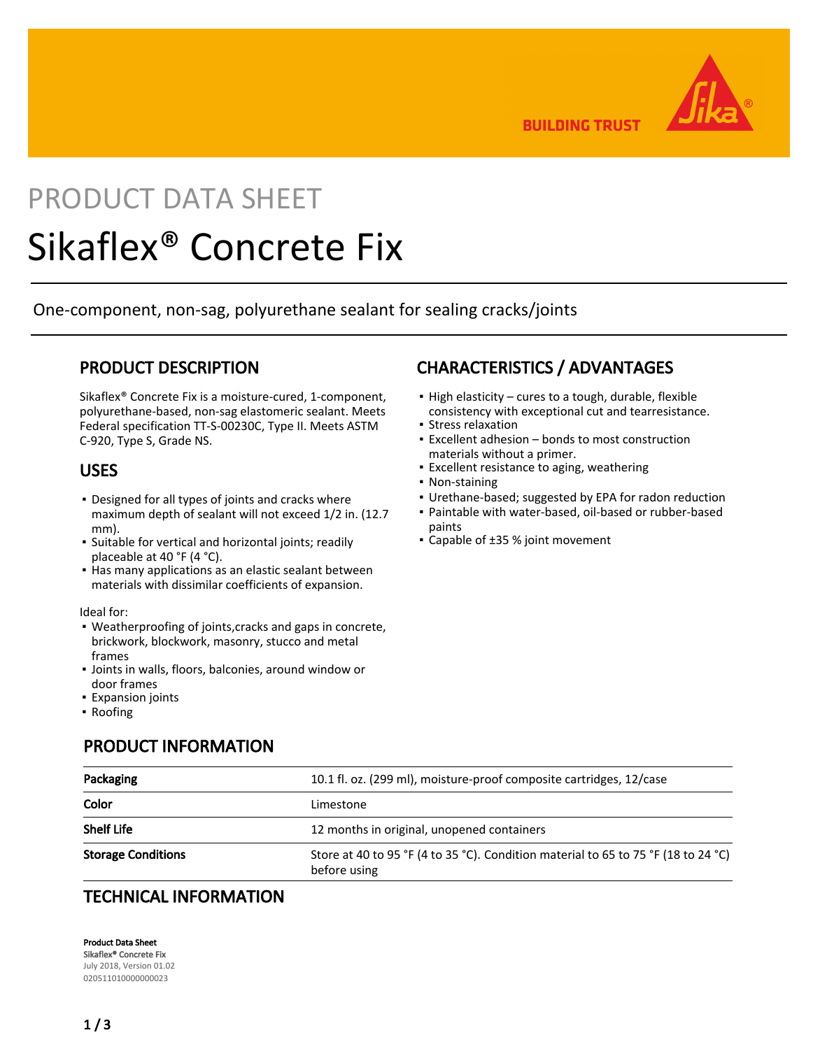BUILDING TRUST

# PRODUCT DATA SHEET

# Sikaflex® Concrete Fix

One-component, non-sag, polyurethane sealant for sealing cracks/joints

## PRODUCT DESCRIPTION

Sikaflex® Concrete Fix is a moisture-cured, 1-component, polyurethane-based, non-sag elastomeric sealant. Meets Federal specification TT-S-00230C, Type II. Meets ASTM C-920, Type S, Grade NS.

## USES

- Designed for all types of joints and cracks where maximum depth of sealant will not exceed 1/2 in. (12.7 mm).
- Suitable for vertical and horizontal joints; readily placeable at 40 °F (4 °C).
- Has many applications as an elastic sealant between materials with dissimilar coefficients of expansion.

Ideal for:
- Weatherproofing of joints,cracks and gaps in concrete, brickwork, blockwork, masonry, stucco and metal frames
- Joints in walls, floors, balconies, around window or door frames
- Expansion joints
- Roofing

## CHARACTERISTICS / ADVANTAGES

- High elasticity – cures to a tough, durable, flexible consistency with exceptional cut and tearresistance.
- Stress relaxation
- Excellent adhesion – bonds to most construction materials without a primer.
- Excellent resistance to aging, weathering
- Non-staining
- Urethane-based; suggested by EPA for radon reduction
- Paintable with water-based, oil-based or rubber-based paints
- Capable of ±35 % joint movement

## PRODUCT INFORMATION

| | |
|---|---|
| **Packaging** | 10.1 fl. oz. (299 ml), moisture-proof composite cartridges, 12/case |
| **Color** | Limestone |
| **Shelf Life** | 12 months in original, unopened containers |
| **Storage Conditions** | Store at 40 to 95 °F (4 to 35 °C). Condition material to 65 to 75 °F (18 to 24 °C) before using |

## TECHNICAL INFORMATION

**Product Data Sheet**
**Sikaflex® Concrete Fix**
July 2018, Version 01.02
020511010000000023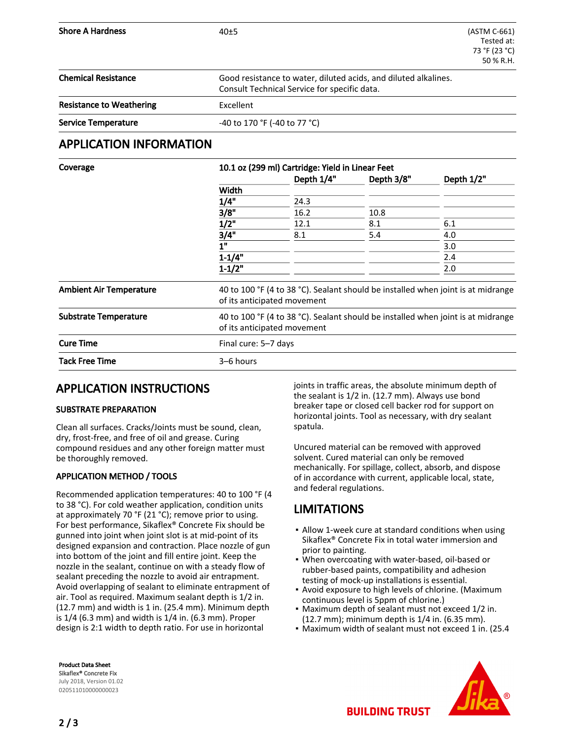| | | |
|---|---|---|
| **Shore A Hardness** | 40±5 | (ASTM C-661) Tested at: 73 °F (23 °C) 50 % R.H. |
| **Chemical Resistance** | Good resistance to water, diluted acids, and diluted alkalines. Consult Technical Service for specific data. | |
| **Resistance to Weathering** | Excellent | |
| **Service Temperature** | -40 to 170 °F (-40 to 77 °C) | |

## APPLICATION INFORMATION

**Coverage**

**10.1 oz (299 ml) Cartridge: Yield in Linear Feet**

| Width | Depth 1/4" | Depth 3/8" | Depth 1/2" |
|---|---|---|---|
| 1/4" | 24.3 | | |
| 3/8" | 16.2 | 10.8 | |
| 1/2" | 12.1 | 8.1 | 6.1 |
| 3/4" | 8.1 | 5.4 | 4.0 |
| 1" | | | 3.0 |
| 1-1/4" | | | 2.4 |
| 1-1/2" | | | 2.0 |

| | |
|---|---|
| **Ambient Air Temperature** | 40 to 100 °F (4 to 38 °C). Sealant should be installed when joint is at midrange of its anticipated movement |
| **Substrate Temperature** | 40 to 100 °F (4 to 38 °C). Sealant should be installed when joint is at midrange of its anticipated movement |
| **Cure Time** | Final cure: 5–7 days |
| **Tack Free Time** | 3–6 hours |

## APPLICATION INSTRUCTIONS

### SUBSTRATE PREPARATION

Clean all surfaces. Cracks/Joints must be sound, clean, dry, frost-free, and free of oil and grease. Curing compound residues and any other foreign matter must be thoroughly removed.

### APPLICATION METHOD / TOOLS

Recommended application temperatures: 40 to 100 °F (4 to 38 °C). For cold weather application, condition units at approximately 70 °F (21 °C); remove prior to using. For best performance, Sikaflex® Concrete Fix should be gunned into joint when joint slot is at mid-point of its designed expansion and contraction. Place nozzle of gun into bottom of the joint and fill entire joint. Keep the nozzle in the sealant, continue on with a steady flow of sealant preceding the nozzle to avoid air entrapment. Avoid overlapping of sealant to eliminate entrapment of air. Tool as required. Maximum sealant depth is 1/2 in. (12.7 mm) and width is 1 in. (25.4 mm). Minimum depth is 1/4 (6.3 mm) and width is 1/4 in. (6.3 mm). Proper design is 2:1 width to depth ratio. For use in horizontal joints in traffic areas, the absolute minimum depth of the sealant is 1/2 in. (12.7 mm). Always use bond breaker tape or closed cell backer rod for support on horizontal joints. Tool as necessary, with dry sealant spatula.

Uncured material can be removed with approved solvent. Cured material can only be removed mechanically. For spillage, collect, absorb, and dispose of in accordance with current, applicable local, state, and federal regulations.

## LIMITATIONS

- Allow 1-week cure at standard conditions when using Sikaflex® Concrete Fix in total water immersion and prior to painting.
- When overcoating with water-based, oil-based or rubber-based paints, compatibility and adhesion testing of mock-up installations is essential.
- Avoid exposure to high levels of chlorine. (Maximum continuous level is 5ppm of chlorine.)
- Maximum depth of sealant must not exceed 1/2 in. (12.7 mm); minimum depth is 1/4 in. (6.35 mm).
- Maximum width of sealant must not exceed 1 in. (25.4

**Product Data Sheet**
Sikaflex® Concrete Fix
July 2018, Version 01.02
020511010000000023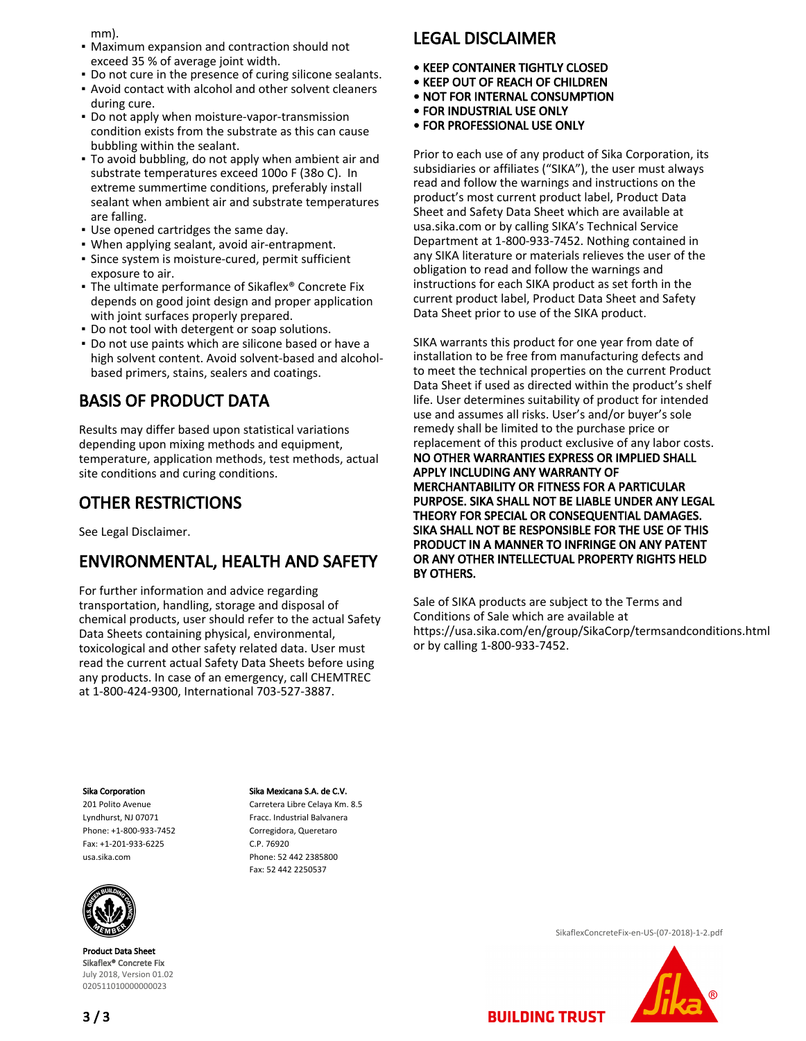mm).

- Maximum expansion and contraction should not exceed 35 % of average joint width.
- Do not cure in the presence of curing silicone sealants.
- Avoid contact with alcohol and other solvent cleaners during cure.
- Do not apply when moisture-vapor-transmission condition exists from the substrate as this can cause bubbling within the sealant.
- To avoid bubbling, do not apply when ambient air and substrate temperatures exceed 100o F (38o C). In extreme summertime conditions, preferably install sealant when ambient air and substrate temperatures are falling.
- Use opened cartridges the same day.
- When applying sealant, avoid air-entrapment.
- Since system is moisture-cured, permit sufficient exposure to air.
- The ultimate performance of Sikaflex® Concrete Fix depends on good joint design and proper application with joint surfaces properly prepared.
- Do not tool with detergent or soap solutions.
- Do not use paints which are silicone based or have a high solvent content. Avoid solvent-based and alcohol-based primers, stains, sealers and coatings.

## BASIS OF PRODUCT DATA

Results may differ based upon statistical variations depending upon mixing methods and equipment, temperature, application methods, test methods, actual site conditions and curing conditions.

## OTHER RESTRICTIONS

See Legal Disclaimer.

## ENVIRONMENTAL, HEALTH AND SAFETY

For further information and advice regarding transportation, handling, storage and disposal of chemical products, user should refer to the actual Safety Data Sheets containing physical, environmental, toxicological and other safety related data. User must read the current actual Safety Data Sheets before using any products. In case of an emergency, call CHEMTREC at 1-800-424-9300, International 703-527-3887.

## LEGAL DISCLAIMER

- **KEEP CONTAINER TIGHTLY CLOSED**
- **KEEP OUT OF REACH OF CHILDREN**
- **NOT FOR INTERNAL CONSUMPTION**
- **FOR INDUSTRIAL USE ONLY**
- **FOR PROFESSIONAL USE ONLY**

Prior to each use of any product of Sika Corporation, its subsidiaries or affiliates (“SIKA”), the user must always read and follow the warnings and instructions on the product’s most current product label, Product Data Sheet and Safety Data Sheet which are available at usa.sika.com or by calling SIKA’s Technical Service Department at 1-800-933-7452. Nothing contained in any SIKA literature or materials relieves the user of the obligation to read and follow the warnings and instructions for each SIKA product as set forth in the current product label, Product Data Sheet and Safety Data Sheet prior to use of the SIKA product.

SIKA warrants this product for one year from date of installation to be free from manufacturing defects and to meet the technical properties on the current Product Data Sheet if used as directed within the product’s shelf life. User determines suitability of product for intended use and assumes all risks. User’s and/or buyer’s sole remedy shall be limited to the purchase price or replacement of this product exclusive of any labor costs. **NO OTHER WARRANTIES EXPRESS OR IMPLIED SHALL APPLY INCLUDING ANY WARRANTY OF MERCHANTABILITY OR FITNESS FOR A PARTICULAR PURPOSE. SIKA SHALL NOT BE LIABLE UNDER ANY LEGAL THEORY FOR SPECIAL OR CONSEQUENTIAL DAMAGES. SIKA SHALL NOT BE RESPONSIBLE FOR THE USE OF THIS PRODUCT IN A MANNER TO INFRINGE ON ANY PATENT OR ANY OTHER INTELLECTUAL PROPERTY RIGHTS HELD BY OTHERS.**

Sale of SIKA products are subject to the Terms and Conditions of Sale which are available at https://usa.sika.com/en/group/SikaCorp/termsandconditions.html or by calling 1-800-933-7452.

**Sika Corporation**
201 Polito Avenue
Lyndhurst, NJ 07071
Phone: +1-800-933-7452
Fax: +1-201-933-6225
usa.sika.com

**Sika Mexicana S.A. de C.V.**
Carretera Libre Celaya Km. 8.5
Fracc. Industrial Balvanera
Corregidora, Queretaro
C.P. 76920
Phone: 52 442 2385800
Fax: 52 442 2250537

**Product Data Sheet**
**Sikaflex® Concrete Fix**
July 2018, Version 01.02
020511010000000023

SikaflexConcreteFix-en-US-(07-2018)-1-2.pdf

BUILDING TRUST